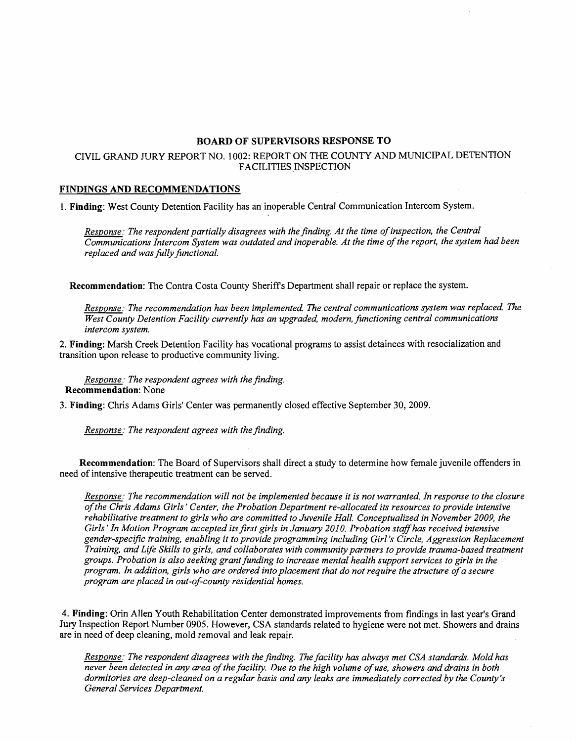**BOARD OF SUPERVISORS RESPONSE TO**

CIVIL GRAND JURY REPORT NO. 1002: REPORT ON THE COUNTY AND MUNICIPAL DETENTION FACILITIES INSPECTION

**FINDINGS AND RECOMMENDATIONS**

1. **Finding**: West County Detention Facility has an inoperable Central Communication Intercom System.

*Response: The respondent partially disagrees with the finding. At the time of inspection, the Central Communications Intercom System was outdated and inoperable. At the time of the report, the system had been replaced and was fully functional.*

**Recommendation:** The Contra Costa County Sheriff's Department shall repair or replace the system.

*Response: The recommendation has been implemented. The central communications system was replaced. The West County Detention Facility currently has an upgraded, modern, functioning central communications intercom system.*

2. **Finding:** Marsh Creek Detention Facility has vocational programs to assist detainees with resocialization and transition upon release to productive community living.

*Response: The respondent agrees with the finding.*
**Recommendation**: None

3. **Finding**: Chris Adams Girls' Center was permanently closed effective September 30, 2009.

*Response: The respondent agrees with the finding.*

**Recommendation**: The Board of Supervisors shall direct a study to determine how female juvenile offenders in need of intensive therapeutic treatment can be served.

*Response: The recommendation will not be implemented because it is not warranted. In response to the closure of the Chris Adams Girls' Center, the Probation Department re-allocated its resources to provide intensive rehabilitative treatment to girls who are committed to Juvenile Hall. Conceptualized in November 2009, the Girls' In Motion Program accepted its first girls in January 2010. Probation staff has received intensive gender-specific training, enabling it to provide programming including Girl's Circle, Aggression Replacement Training, and Life Skills to girls, and collaborates with community partners to provide trauma-based treatment groups. Probation is also seeking grant funding to increase mental health support services to girls in the program. In addition, girls who are ordered into placement that do not require the structure of a secure program are placed in out-of-county residential homes.*

4. **Finding**: Orin Allen Youth Rehabilitation Center demonstrated improvements from findings in last year's Grand Jury Inspection Report Number 0905. However, CSA standards related to hygiene were not met. Showers and drains are in need of deep cleaning, mold removal and leak repair.

*Response: The respondent disagrees with the finding. The facility has always met CSA standards. Mold has never been detected in any area of the facility. Due to the high volume of use, showers and drains in both dormitories are deep-cleaned on a regular basis and any leaks are immediately corrected by the County's General Services Department.*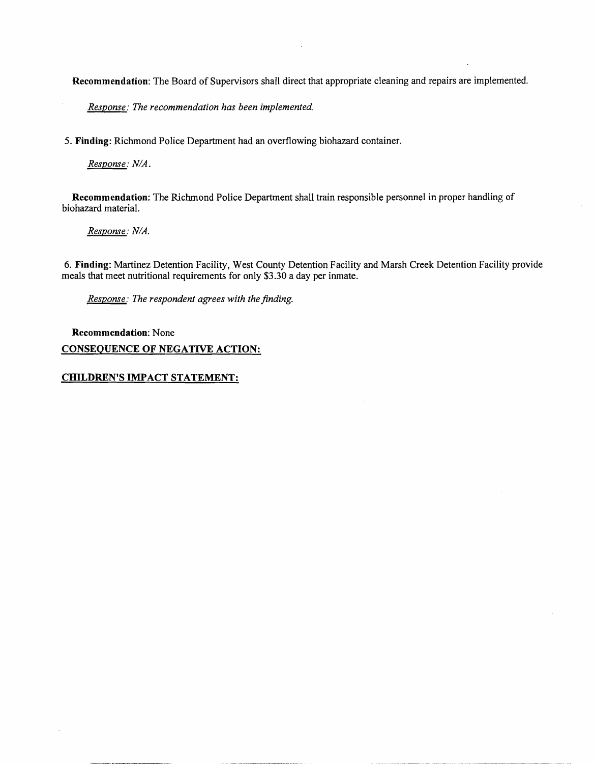**Recommendation**: The Board of Supervisors shall direct that appropriate cleaning and repairs are implemented.

*Response: The recommendation has been implemented.*

5. **Finding**: Richmond Police Department had an overflowing biohazard container.

*Response: N/A.*

**Recommendation:** The Richmond Police Department shall train responsible personnel in proper handling of biohazard material.

*Response: N/A.*

6. **Finding**: Martinez Detention Facility, West County Detention Facility and Marsh Creek Detention Facility provide meals that meet nutritional requirements for only $3.30 a day per inmate.

*Response: The respondent agrees with the finding.*

**Recommendation**: None

**CONSEQUENCE OF NEGATIVE ACTION:**

**CHILDREN'S IMPACT STATEMENT:**